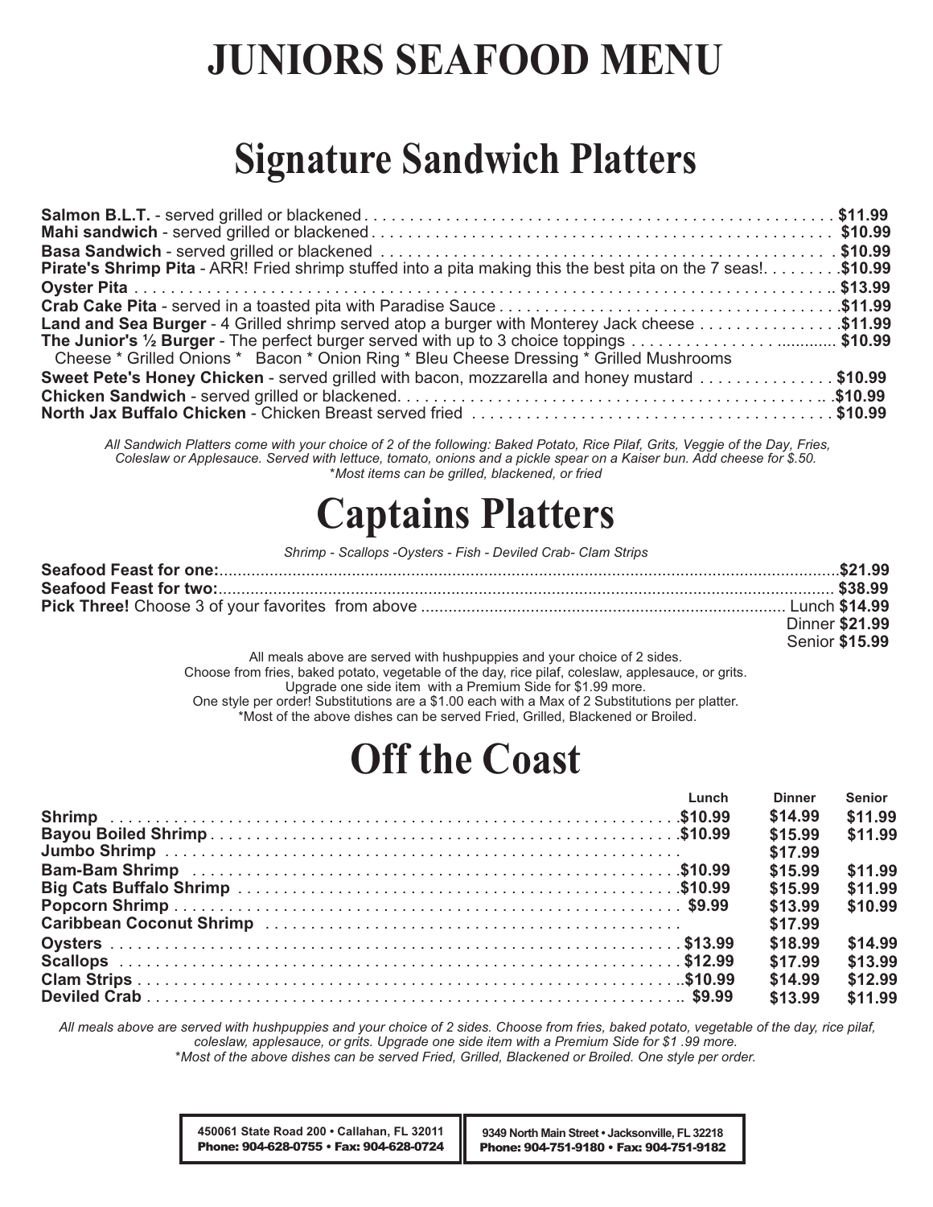# JUNIORS SEAFOOD MENU

## Signature Sandwich Platters

| Item | Price |
|---|---|
| **Salmon B.L.T.** - served grilled or blackened | $11.99 |
| **Mahi sandwich** - served grilled or blackened | $10.99 |
| **Basa Sandwich** - served grilled or blackened | $10.99 |
| **Pirate's Shrimp Pita** - ARR! Fried shrimp stuffed into a pita making this the best pita on the 7 seas! | $10.99 |
| **Oyster Pita** | $13.99 |
| **Crab Cake Pita** - served in a toasted pita with Paradise Sauce | $11.99 |
| **Land and Sea Burger** - 4 Grilled shrimp served atop a burger with Monterey Jack cheese | $11.99 |
| **The Junior's ½ Burger** - The perfect burger served with up to 3 choice toppings<br>Cheese * Grilled Onions * Bacon * Onion Ring * Bleu Cheese Dressing * Grilled Mushrooms | $10.99 |
| **Sweet Pete's Honey Chicken** - served grilled with bacon, mozzarella and honey mustard | $10.99 |
| **Chicken Sandwich** - served grilled or blackened. | $10.99 |
| **North Jax Buffalo Chicken** - Chicken Breast served fried | $10.99 |

*All Sandwich Platters come with your choice of 2 of the following: Baked Potato, Rice Pilaf, Grits, Veggie of the Day, Fries, Coleslaw or Applesauce. Served with lettuce, tomato, onions and a pickle spear on a Kaiser bun. Add cheese for $.50.*
*\*Most items can be grilled, blackened, or fried*

## Captains Platters

*Shrimp - Scallops -Oysters - Fish - Deviled Crab- Clam Strips*

| Item | Price |
|---|---|
| **Seafood Feast for one:** | $21.99 |
| **Seafood Feast for two:** | $38.99 |
| **Pick Three!** Choose 3 of your favorites from above | Lunch **$14.99**<br>Dinner **$21.99**<br>Senior **$15.99** |

All meals above are served with hushpuppies and your choice of 2 sides.
Choose from fries, baked potato, vegetable of the day, rice pilaf, coleslaw, applesauce, or grits.
Upgrade one side item with a Premium Side for $1.99 more.
One style per order! Substitutions are a $1.00 each with a Max of 2 Substitutions per platter.
\*Most of the above dishes can be served Fried, Grilled, Blackened or Broiled.

## Off the Coast

| Item | Lunch | Dinner | Senior |
|---|---|---|---|
| **Shrimp** | $10.99 | $14.99 | $11.99 |
| **Bayou Boiled Shrimp** | $10.99 | $15.99 | $11.99 |
| **Jumbo Shrimp** | | $17.99 | |
| **Bam-Bam Shrimp** | $10.99 | $15.99 | $11.99 |
| **Big Cats Buffalo Shrimp** | $10.99 | $15.99 | $11.99 |
| **Popcorn Shrimp** | $9.99 | $13.99 | $10.99 |
| **Caribbean Coconut Shrimp** | | $17.99 | |
| **Oysters** | $13.99 | $18.99 | $14.99 |
| **Scallops** | $12.99 | $17.99 | $13.99 |
| **Clam Strips** | $10.99 | $14.99 | $12.99 |
| **Deviled Crab** | $9.99 | $13.99 | $11.99 |

*All meals above are served with hushpuppies and your choice of 2 sides. Choose from fries, baked potato, vegetable of the day, rice pilaf, coleslaw, applesauce, or grits. Upgrade one side item with a Premium Side for $1 .99 more.*
*\*Most of the above dishes can be served Fried, Grilled, Blackened or Broiled. One style per order.*

**450061 State Road 200 • Callahan, FL 32011**
**Phone: 904-628-0755 • Fax: 904-628-0724**

**9349 North Main Street • Jacksonville, FL 32218**
**Phone: 904-751-9180 • Fax: 904-751-9182**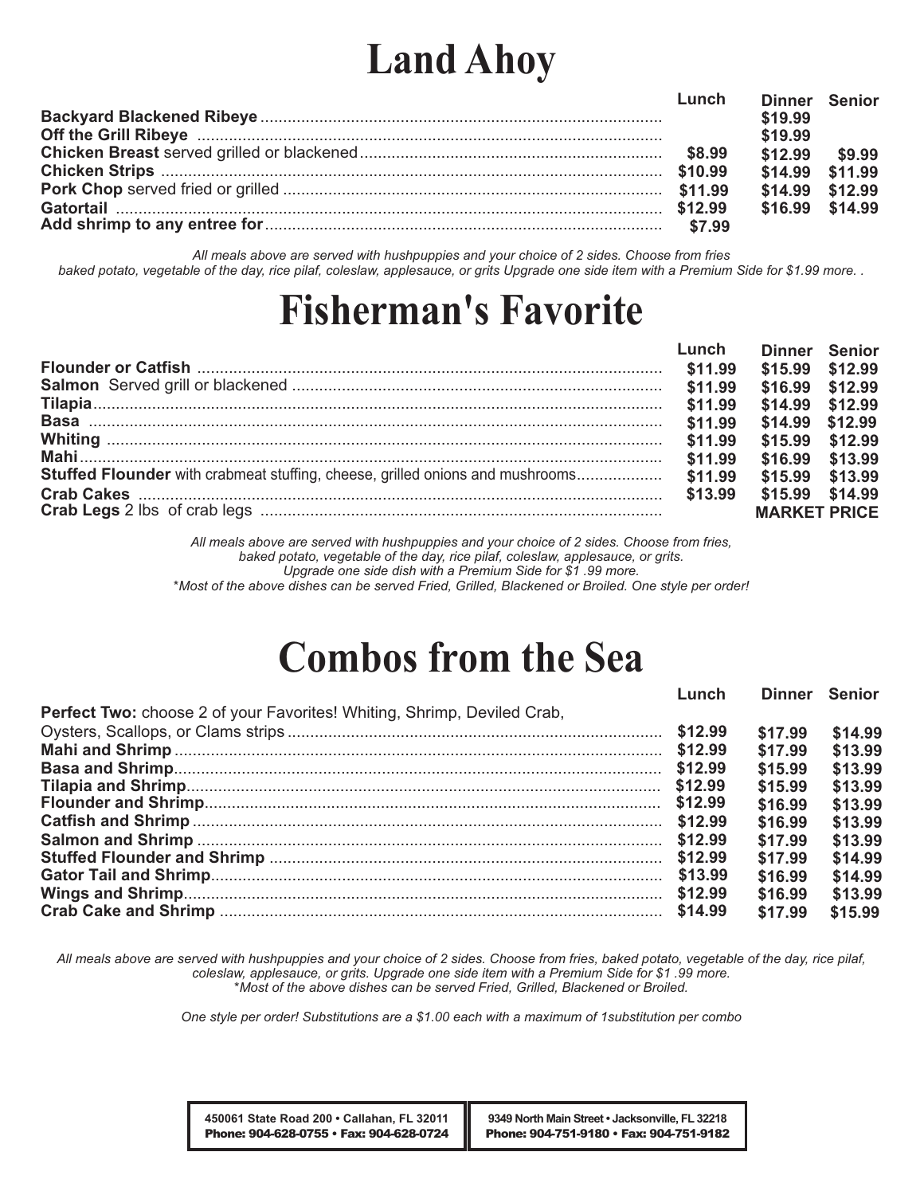# Land Ahoy

| | Lunch | Dinner | Senior |
|---|---|---|---|
| **Backyard Blackened Ribeye** | | $19.99 | |
| **Off the Grill Ribeye** | | $19.99 | |
| **Chicken Breast** served grilled or blackened | $8.99 | $12.99 | $9.99 |
| **Chicken Strips** | $10.99 | $14.99 | $11.99 |
| **Pork Chop** served fried or grilled | $11.99 | $14.99 | $12.99 |
| **Gatortail** | $12.99 | $16.99 | $14.99 |
| **Add shrimp to any entree for** | $7.99 | | |

*All meals above are served with hushpuppies and your choice of 2 sides. Choose from fries baked potato, vegetable of the day, rice pilaf, coleslaw, applesauce, or grits Upgrade one side item with a Premium Side for $1.99 more. .*

# Fisherman's Favorite

| | Lunch | Dinner | Senior |
|---|---|---|---|
| **Flounder or Catfish** | $11.99 | $15.99 | $12.99 |
| **Salmon** Served grill or blackened | $11.99 | $16.99 | $12.99 |
| **Tilapia** | $11.99 | $14.99 | $12.99 |
| **Basa** | $11.99 | $14.99 | $12.99 |
| **Whiting** | $11.99 | $15.99 | $12.99 |
| **Mahi** | $11.99 | $16.99 | $13.99 |
| **Stuffed Flounder** with crabmeat stuffing, cheese, grilled onions and mushrooms | $11.99 | $15.99 | $13.99 |
| **Crab Cakes** | $13.99 | $15.99 | $14.99 |
| **Crab Legs** 2 lbs of crab legs | | MARKET PRICE | |

*All meals above are served with hushpuppies and your choice of 2 sides. Choose from fries, baked potato, vegetable of the day, rice pilaf, coleslaw, applesauce, or grits.*
*Upgrade one side dish with a Premium Side for $1 .99 more.*
*\*Most of the above dishes can be served Fried, Grilled, Blackened or Broiled. One style per order!*

# Combos from the Sea

| | Lunch | Dinner | Senior |
|---|---|---|---|
| **Perfect Two:** choose 2 of your Favorites! Whiting, Shrimp, Deviled Crab, Oysters, Scallops, or Clams strips | $12.99 | $17.99 | $14.99 |
| **Mahi and Shrimp** | $12.99 | $17.99 | $13.99 |
| **Basa and Shrimp** | $12.99 | $15.99 | $13.99 |
| **Tilapia and Shrimp** | $12.99 | $15.99 | $13.99 |
| **Flounder and Shrimp** | $12.99 | $16.99 | $13.99 |
| **Catfish and Shrimp** | $12.99 | $16.99 | $13.99 |
| **Salmon and Shrimp** | $12.99 | $17.99 | $13.99 |
| **Stuffed Flounder and Shrimp** | $12.99 | $17.99 | $14.99 |
| **Gator Tail and Shrimp** | $13.99 | $16.99 | $14.99 |
| **Wings and Shrimp** | $12.99 | $16.99 | $13.99 |
| **Crab Cake and Shrimp** | $14.99 | $17.99 | $15.99 |

*All meals above are served with hushpuppies and your choice of 2 sides. Choose from fries, baked potato, vegetable of the day, rice pilaf, coleslaw, applesauce, or grits. Upgrade one side item with a Premium Side for $1 .99 more.*
*\*Most of the above dishes can be served Fried, Grilled, Blackened or Broiled.*

*One style per order! Substitutions are a $1.00 each with a maximum of 1substitution per combo*

450061 State Road 200 • Callahan, FL 32011
**Phone: 904-628-0755 • Fax: 904-628-0724**

9349 North Main Street • Jacksonville, FL 32218
**Phone: 904-751-9180 • Fax: 904-751-9182**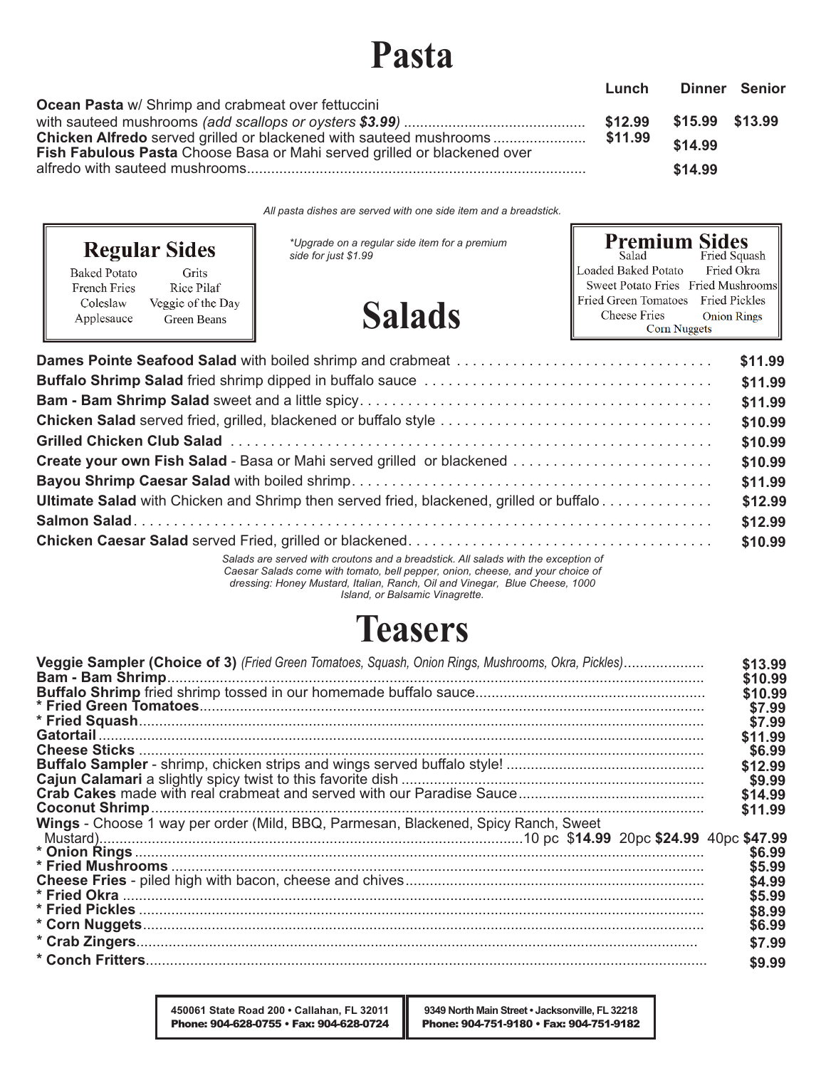# Pasta

| | Lunch | Dinner | Senior |
|---|---|---|---|
| **Ocean Pasta** w/ Shrimp and crabmeat over fettuccini with sauteed mushrooms *(add scallops or oysters $3.99)* | $12.99 | $15.99 | $13.99 |
| **Chicken Alfredo** served grilled or blackened with sauteed mushrooms | $11.99 | $14.99 | |
| **Fish Fabulous Pasta** Choose Basa or Mahi served grilled or blackened over alfredo with sauteed mushrooms | | $14.99 | |

*All pasta dishes are served with one side item and a breadstick.*

## Regular Sides

- Baked Potato
- Grits
- French Fries
- Rice Pilaf
- Coleslaw
- Veggie of the Day
- Applesauce
- Green Beans

**Upgrade on a regular side item for a premium side for just $1.99*

## Premium Sides

- Salad
- Fried Squash
- Loaded Baked Potato
- Fried Okra
- Sweet Potato Fries
- Fried Mushrooms
- Fried Green Tomatoes
- Fried Pickles
- Cheese Fries
- Onion Rings
- Corn Nuggets

# Salads

| Item | Price |
|---|---|
| **Dames Pointe Seafood Salad** with boiled shrimp and crabmeat | $11.99 |
| **Buffalo Shrimp Salad** fried shrimp dipped in buffalo sauce | $11.99 |
| **Bam - Bam Shrimp Salad** sweet and a little spicy | $11.99 |
| **Chicken Salad** served fried, grilled, blackened or buffalo style | $10.99 |
| **Grilled Chicken Club Salad** | $10.99 |
| **Create your own Fish Salad** - Basa or Mahi served grilled or blackened | $10.99 |
| **Bayou Shrimp Caesar Salad** with boiled shrimp | $11.99 |
| **Ultimate Salad** with Chicken and Shrimp then served fried, blackened, grilled or buffalo | $12.99 |
| **Salmon Salad** | $12.99 |
| **Chicken Caesar Salad** served Fried, grilled or blackened | $10.99 |

*Salads are served with croutons and a breadstick. All salads with the exception of Caesar Salads come with tomato, bell pepper, onion, cheese, and your choice of dressing: Honey Mustard, Italian, Ranch, Oil and Vinegar, Blue Cheese, 1000 Island, or Balsamic Vinagrette.*

# Teasers

| Item | Price |
|---|---|
| **Veggie Sampler (Choice of 3)** *(Fried Green Tomatoes, Squash, Onion Rings, Mushrooms, Okra, Pickles)* | $13.99 |
| **Bam - Bam Shrimp** | $10.99 |
| **Buffalo Shrimp** fried shrimp tossed in our homemade buffalo sauce | $10.99 |
| **\* Fried Green Tomatoes** | $7.99 |
| **\* Fried Squash** | $7.99 |
| **Gatortail** | $11.99 |
| **Cheese Sticks** | $6.99 |
| **Buffalo Sampler** - shrimp, chicken strips and wings served buffalo style! | $12.99 |
| **Cajun Calamari** a slightly spicy twist to this favorite dish | $9.99 |
| **Crab Cakes** made with real crabmeat and served with our Paradise Sauce | $14.99 |
| **Coconut Shrimp** | $11.99 |
| **Wings** - Choose 1 way per order (Mild, BBQ, Parmesan, Blackened, Spicy Ranch, Sweet Mustard) | 10 pc **$14.99** 20pc **$24.99** 40pc **$47.99** |
| **\* Onion Rings** | $6.99 |
| **\* Fried Mushrooms** | $5.99 |
| **Cheese Fries** - piled high with bacon, cheese and chives | $4.99 |
| **\* Fried Okra** | $5.99 |
| **\* Fried Pickles** | $8.99 |
| **\* Corn Nuggets** | $6.99 |
| **\* Crab Zingers** | $7.99 |
| **\* Conch Fritters** | $9.99 |

450061 State Road 200 • Callahan, FL 32011
Phone: 904-628-0755 • Fax: 904-628-0724

9349 North Main Street • Jacksonville, FL 32218
Phone: 904-751-9180 • Fax: 904-751-9182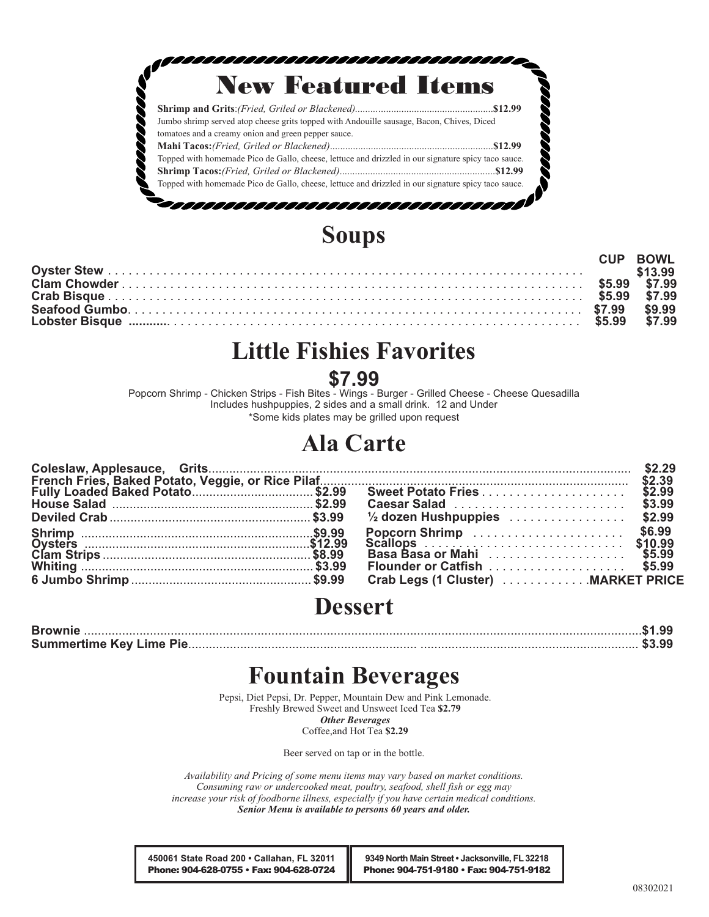## New Featured Items

**Shrimp and Grits**:*(Fried, Griled or Blackened)*......................................................**$12.99**
Jumbo shrimp served atop cheese grits topped with Andouille sausage, Bacon, Chives, Diced tomatoes and a creamy onion and green pepper sauce.

**Mahi Tacos:***(Fried, Griled or Blackened)*..............................................................**$12.99**
Topped with homemade Pico de Gallo, cheese, lettuce and drizzled in our signature spicy taco sauce.

**Shrimp Tacos:***(Fried, Griled or Blackened)*...........................................................**$12.99**
Topped with homemade Pico de Gallo, cheese, lettuce and drizzled in our signature spicy taco sauce.

# Soups

| | CUP | BOWL |
|---|---|---|
| **Oyster Stew** | | **$13.99** |
| **Clam Chowder** | **$5.99** | **$7.99** |
| **Crab Bisque** | **$5.99** | **$7.99** |
| **Seafood Gumbo** | **$7.99** | **$9.99** |
| **Lobster Bisque** | **$5.99** | **$7.99** |

# Little Fishies Favorites

**$7.99**

Popcorn Shrimp - Chicken Strips - Fish Bites - Wings - Burger - Grilled Cheese - Cheese Quesadilla
Includes hushpuppies, 2 sides and a small drink. 12 and Under
*Some kids plates may be grilled upon request

# Ala Carte

**Coleslaw, Applesauce, Grits**...................................................... **$2.29**
**French Fries, Baked Potato, Veggie, or Rice Pilaf**...................................................... **$2.39**

| | | | |
|---|---|---|---|
| **Fully Loaded Baked Potato** | **$2.99** | **Sweet Potato Fries** | **$2.99** |
| **House Salad** | **$2.99** | **Caesar Salad** | **$3.99** |
| **Deviled Crab** | **$3.99** | **½ dozen Hushpuppies** | **$2.99** |
| **Shrimp** | **$9.99** | **Popcorn Shrimp** | **$6.99** |
| **Oysters** | **$12.99** | **Scallops** | **$10.99** |
| **Clam Strips** | **$8.99** | **Basa Basa or Mahi** | **$5.99** |
| **Whiting** | **$3.99** | **Flounder or Catfish** | **$5.99** |
| **6 Jumbo Shrimp** | **$9.99** | **Crab Legs (1 Cluster)** | **MARKET PRICE** |

# Dessert

**Brownie**............................................................................................**$1.99**
**Summertime Key Lime Pie**............................................................................ **$3.99**

# Fountain Beverages

Pepsi, Diet Pepsi, Dr. Pepper, Mountain Dew and Pink Lemonade.
Freshly Brewed Sweet and Unsweet Iced Tea **$2.79**

***Other Beverages***
Coffee,and Hot Tea **$2.29**

Beer served on tap or in the bottle.

*Availability and Pricing of some menu items may vary based on market conditions.*
*Consuming raw or undercooked meat, poultry, seafood, shell fish or egg may increase your risk of foodborne illness, especially if you have certain medical conditions.*
***Senior Menu is available to persons 60 years and older.***

**450061 State Road 200 • Callahan, FL 32011**
**Phone: 904-628-0755 • Fax: 904-628-0724**

**9349 North Main Street • Jacksonville, FL 32218**
**Phone: 904-751-9180 • Fax: 904-751-9182**

08302021